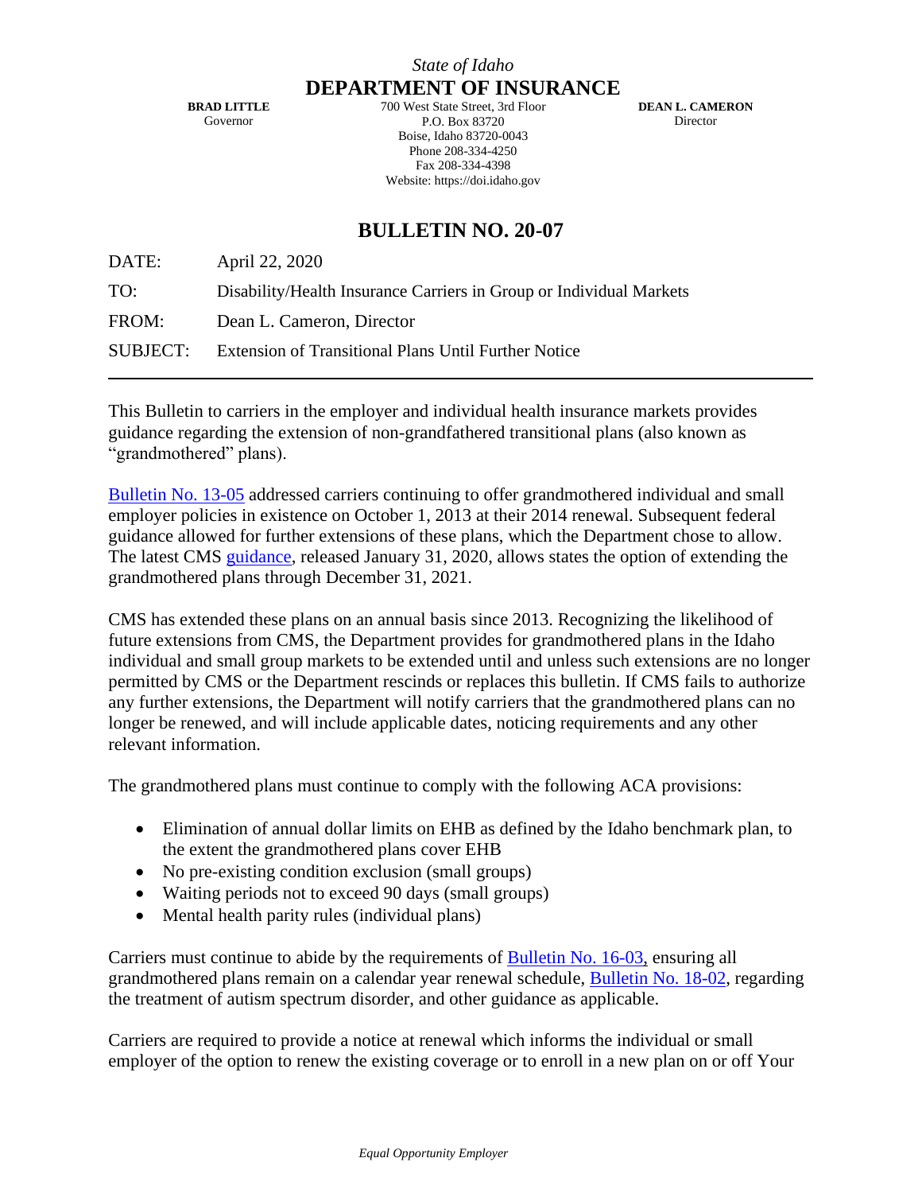*State of Idaho*

**DEPARTMENT OF INSURANCE**

**BRAD LITTLE**
Governor

700 West State Street, 3rd Floor
P.O. Box 83720
Boise, Idaho 83720-0043
Phone 208-334-4250
Fax 208-334-4398
Website: https://doi.idaho.gov

**DEAN L. CAMERON**
Director

# BULLETIN NO. 20-07

| | |
|---|---|
| DATE: | April 22, 2020 |
| TO: | Disability/Health Insurance Carriers in Group or Individual Markets |
| FROM: | Dean L. Cameron, Director |
| SUBJECT: | Extension of Transitional Plans Until Further Notice |

---

This Bulletin to carriers in the employer and individual health insurance markets provides guidance regarding the extension of non-grandfathered transitional plans (also known as "grandmothered" plans).

Bulletin No. 13-05 addressed carriers continuing to offer grandmothered individual and small employer policies in existence on October 1, 2013 at their 2014 renewal. Subsequent federal guidance allowed for further extensions of these plans, which the Department chose to allow. The latest CMS guidance, released January 31, 2020, allows states the option of extending the grandmothered plans through December 31, 2021.

CMS has extended these plans on an annual basis since 2013. Recognizing the likelihood of future extensions from CMS, the Department provides for grandmothered plans in the Idaho individual and small group markets to be extended until and unless such extensions are no longer permitted by CMS or the Department rescinds or replaces this bulletin. If CMS fails to authorize any further extensions, the Department will notify carriers that the grandmothered plans can no longer be renewed, and will include applicable dates, noticing requirements and any other relevant information.

The grandmothered plans must continue to comply with the following ACA provisions:

- Elimination of annual dollar limits on EHB as defined by the Idaho benchmark plan, to the extent the grandmothered plans cover EHB
- No pre-existing condition exclusion (small groups)
- Waiting periods not to exceed 90 days (small groups)
- Mental health parity rules (individual plans)

Carriers must continue to abide by the requirements of Bulletin No. 16-03, ensuring all grandmothered plans remain on a calendar year renewal schedule, Bulletin No. 18-02, regarding the treatment of autism spectrum disorder, and other guidance as applicable.

Carriers are required to provide a notice at renewal which informs the individual or small employer of the option to renew the existing coverage or to enroll in a new plan on or off Your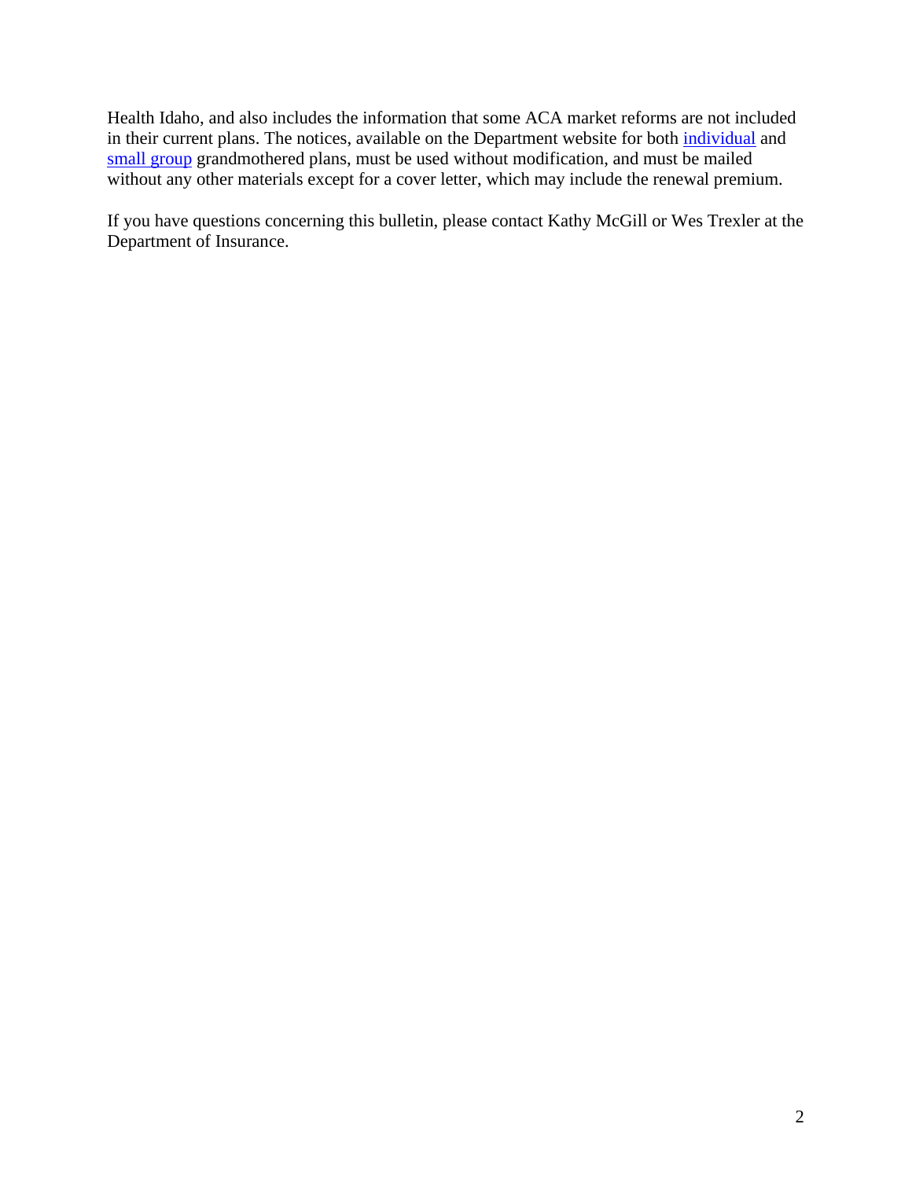Health Idaho, and also includes the information that some ACA market reforms are not included in their current plans. The notices, available on the Department website for both individual and small group grandmothered plans, must be used without modification, and must be mailed without any other materials except for a cover letter, which may include the renewal premium.

If you have questions concerning this bulletin, please contact Kathy McGill or Wes Trexler at the Department of Insurance.